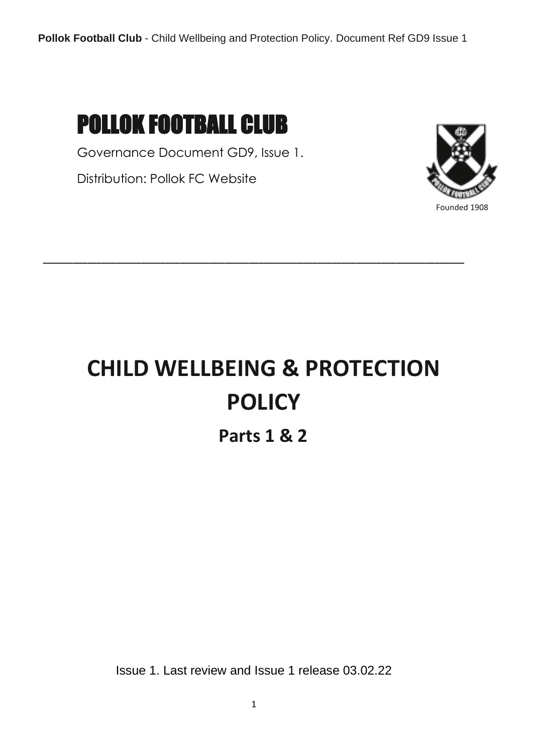# POLLOK FOOTBALL CLUB

Governance Document GD9, Issue 1.

Distribution: Pollok FC Website

Founded 1908

---

# CHILD WELLBEING & PROTECTION POLICY

## Parts 1 & 2

Issue 1. Last review and Issue 1 release 03.02.22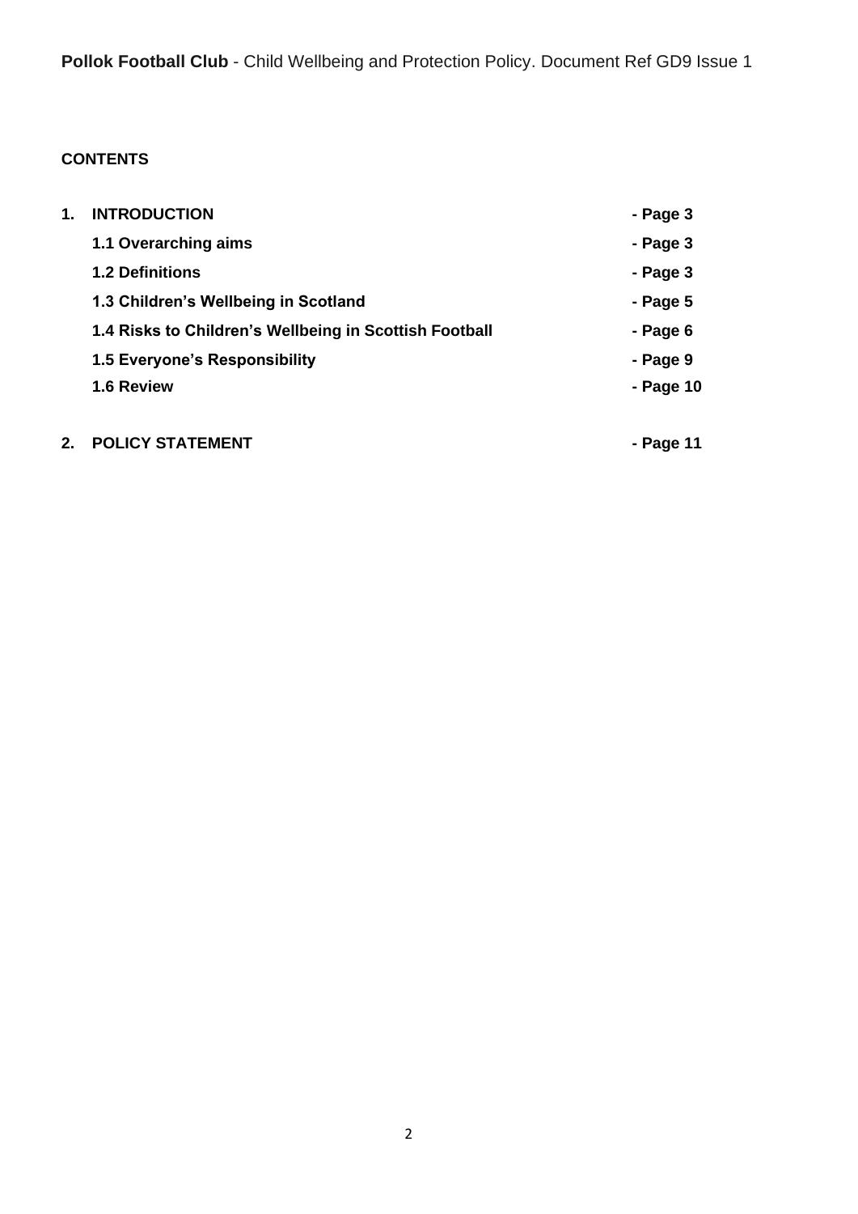**CONTENTS**

| | | |
|---|---|---|
| **1.** | **INTRODUCTION** | **- Page 3** |
| | **1.1 Overarching aims** | **- Page 3** |
| | **1.2 Definitions** | **- Page 3** |
| | **1.3 Children's Wellbeing in Scotland** | **- Page 5** |
| | **1.4 Risks to Children's Wellbeing in Scottish Football** | **- Page 6** |
| | **1.5 Everyone's Responsibility** | **- Page 9** |
| | **1.6 Review** | **- Page 10** |
| **2.** | **POLICY STATEMENT** | **- Page 11** |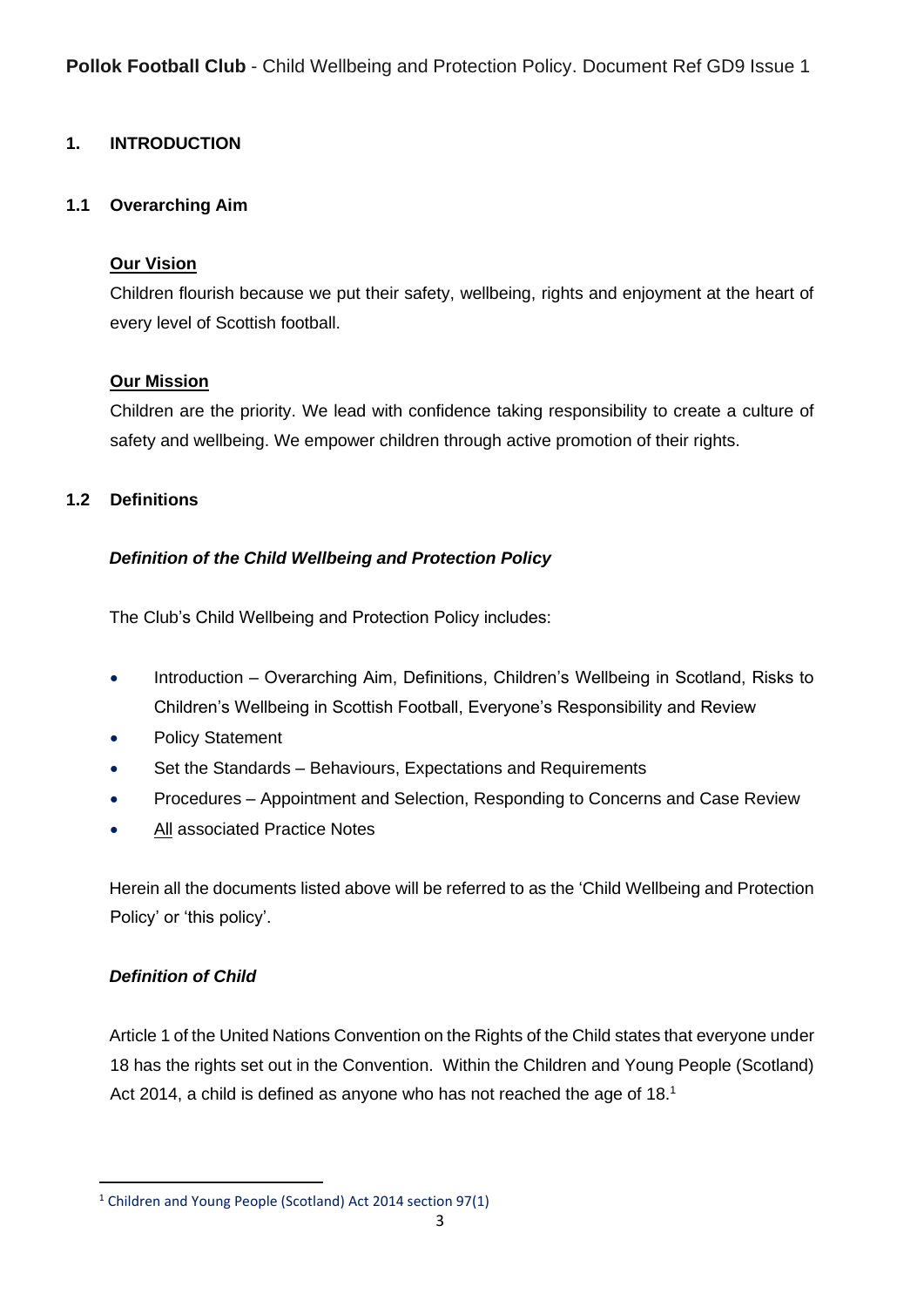## 1. INTRODUCTION

### 1.1 Overarching Aim

**Our Vision**

Children flourish because we put their safety, wellbeing, rights and enjoyment at the heart of every level of Scottish football.

**Our Mission**

Children are the priority. We lead with confidence taking responsibility to create a culture of safety and wellbeing. We empower children through active promotion of their rights.

### 1.2 Definitions

***Definition of the Child Wellbeing and Protection Policy***

The Club's Child Wellbeing and Protection Policy includes:

- Introduction – Overarching Aim, Definitions, Children's Wellbeing in Scotland, Risks to Children's Wellbeing in Scottish Football, Everyone's Responsibility and Review
- Policy Statement
- Set the Standards – Behaviours, Expectations and Requirements
- Procedures – Appointment and Selection, Responding to Concerns and Case Review
- All associated Practice Notes

Herein all the documents listed above will be referred to as the 'Child Wellbeing and Protection Policy' or 'this policy'.

***Definition of Child***

Article 1 of the United Nations Convention on the Rights of the Child states that everyone under 18 has the rights set out in the Convention. Within the Children and Young People (Scotland) Act 2014, a child is defined as anyone who has not reached the age of 18.[1]

[1] Children and Young People (Scotland) Act 2014 section 97(1)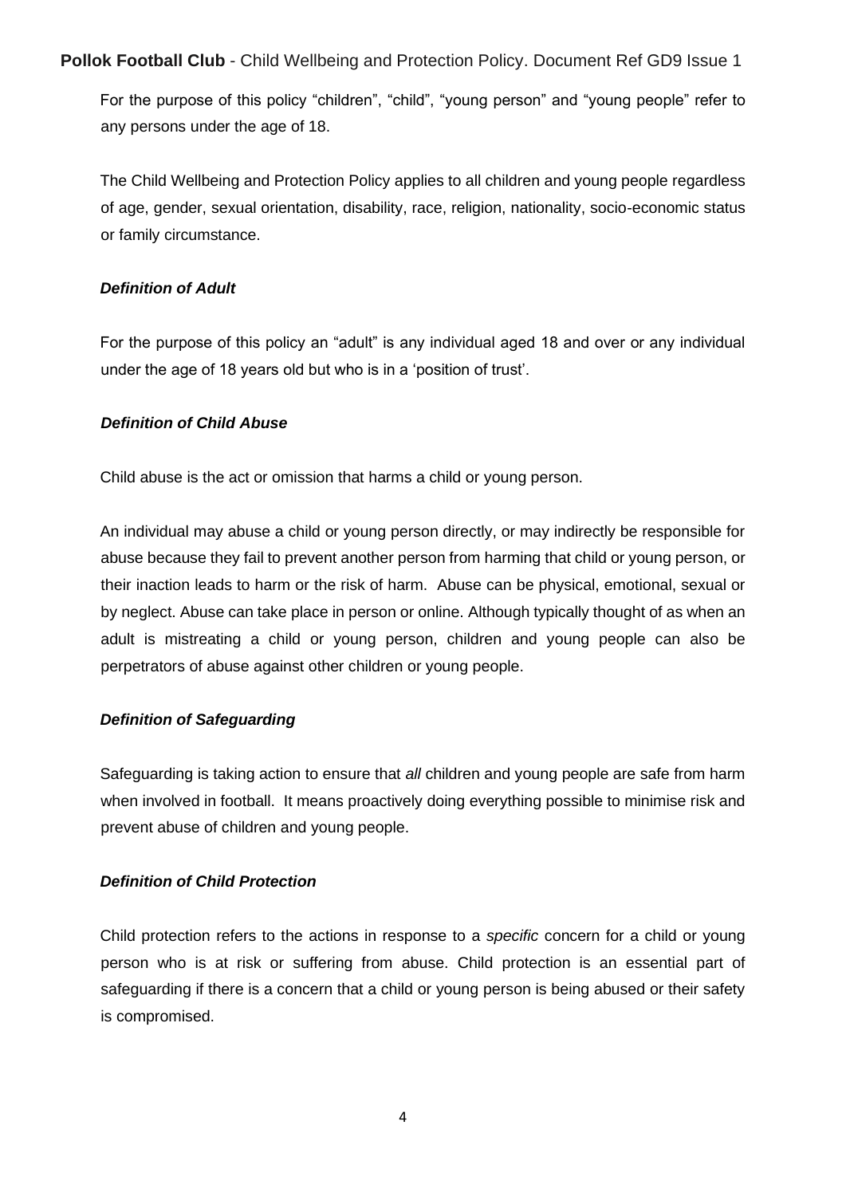For the purpose of this policy "children", "child", "young person" and "young people" refer to any persons under the age of 18.

The Child Wellbeing and Protection Policy applies to all children and young people regardless of age, gender, sexual orientation, disability, race, religion, nationality, socio-economic status or family circumstance.

***Definition of Adult***

For the purpose of this policy an "adult" is any individual aged 18 and over or any individual under the age of 18 years old but who is in a 'position of trust'.

***Definition of Child Abuse***

Child abuse is the act or omission that harms a child or young person.

An individual may abuse a child or young person directly, or may indirectly be responsible for abuse because they fail to prevent another person from harming that child or young person, or their inaction leads to harm or the risk of harm. Abuse can be physical, emotional, sexual or by neglect. Abuse can take place in person or online. Although typically thought of as when an adult is mistreating a child or young person, children and young people can also be perpetrators of abuse against other children or young people.

***Definition of Safeguarding***

Safeguarding is taking action to ensure that *all* children and young people are safe from harm when involved in football. It means proactively doing everything possible to minimise risk and prevent abuse of children and young people.

***Definition of Child Protection***

Child protection refers to the actions in response to a *specific* concern for a child or young person who is at risk or suffering from abuse. Child protection is an essential part of safeguarding if there is a concern that a child or young person is being abused or their safety is compromised.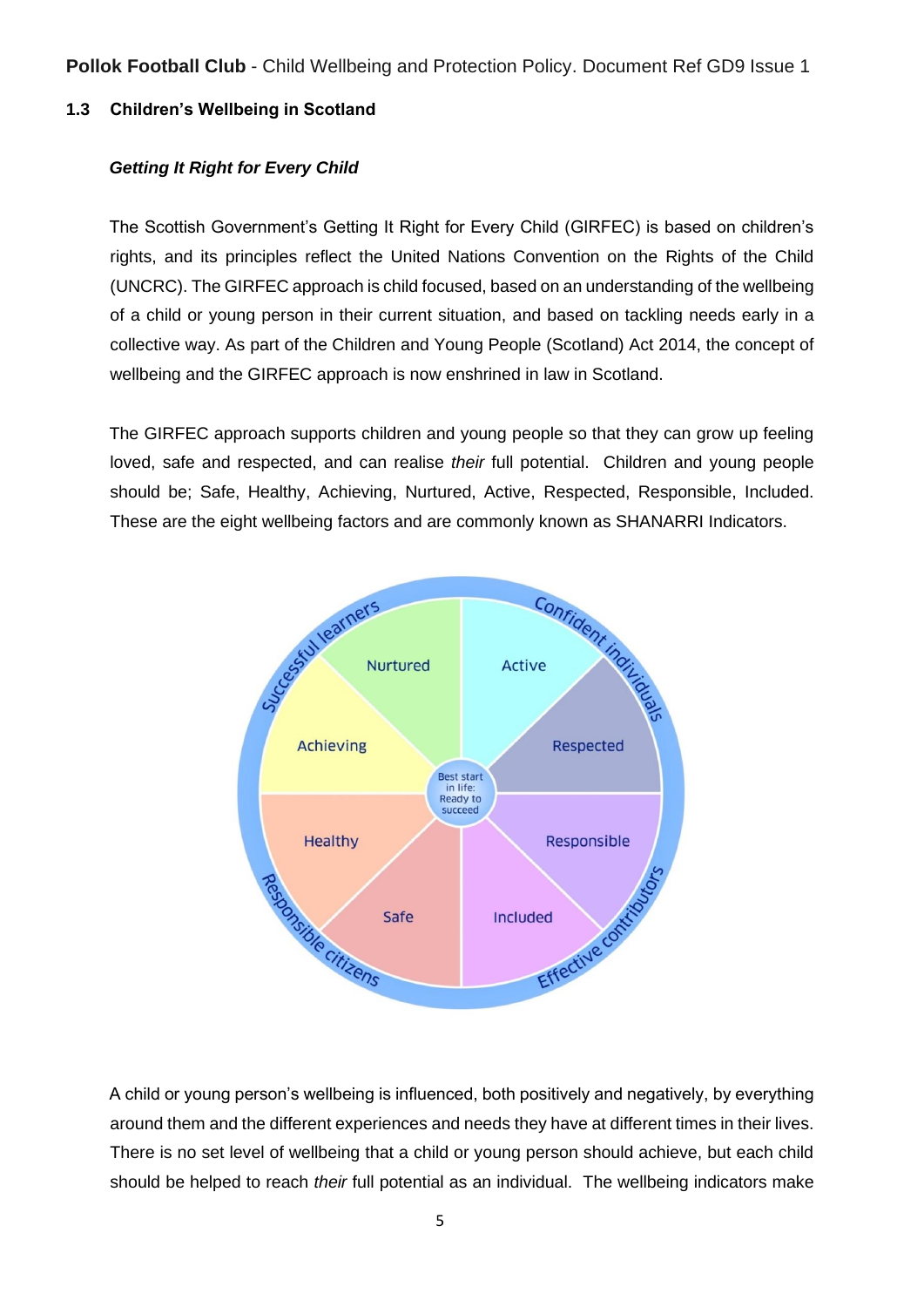### 1.3 Children's Wellbeing in Scotland

***Getting It Right for Every Child***

The Scottish Government's Getting It Right for Every Child (GIRFEC) is based on children's rights, and its principles reflect the United Nations Convention on the Rights of the Child (UNCRC). The GIRFEC approach is child focused, based on an understanding of the wellbeing of a child or young person in their current situation, and based on tackling needs early in a collective way. As part of the Children and Young People (Scotland) Act 2014, the concept of wellbeing and the GIRFEC approach is now enshrined in law in Scotland.

The GIRFEC approach supports children and young people so that they can grow up feeling loved, safe and respected, and can realise *their* full potential. Children and young people should be; Safe, Healthy, Achieving, Nurtured, Active, Respected, Responsible, Included. These are the eight wellbeing factors and are commonly known as SHANARRI Indicators.

A child or young person's wellbeing is influenced, both positively and negatively, by everything around them and the different experiences and needs they have at different times in their lives. There is no set level of wellbeing that a child or young person should achieve, but each child should be helped to reach *their* full potential as an individual. The wellbeing indicators make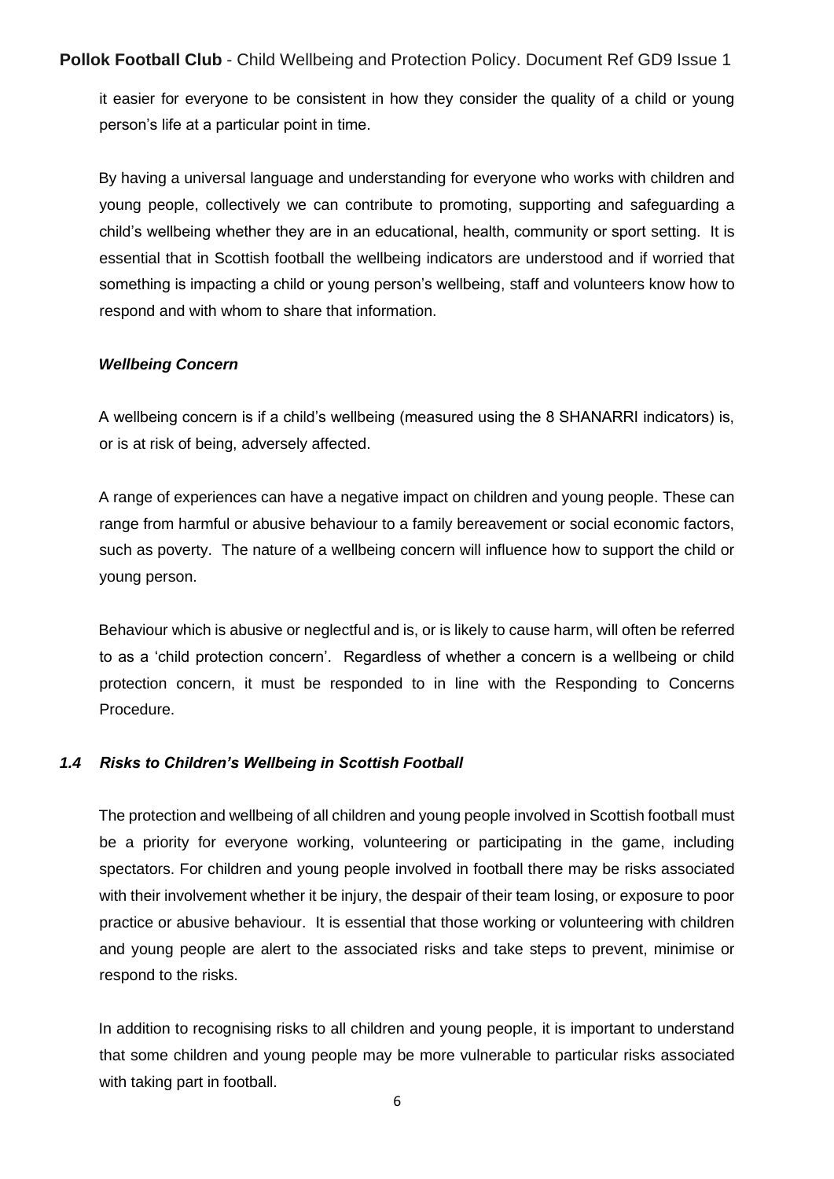it easier for everyone to be consistent in how they consider the quality of a child or young person's life at a particular point in time.

By having a universal language and understanding for everyone who works with children and young people, collectively we can contribute to promoting, supporting and safeguarding a child's wellbeing whether they are in an educational, health, community or sport setting. It is essential that in Scottish football the wellbeing indicators are understood and if worried that something is impacting a child or young person's wellbeing, staff and volunteers know how to respond and with whom to share that information.

***Wellbeing Concern***

A wellbeing concern is if a child's wellbeing (measured using the 8 SHANARRI indicators) is, or is at risk of being, adversely affected.

A range of experiences can have a negative impact on children and young people. These can range from harmful or abusive behaviour to a family bereavement or social economic factors, such as poverty. The nature of a wellbeing concern will influence how to support the child or young person.

Behaviour which is abusive or neglectful and is, or is likely to cause harm, will often be referred to as a 'child protection concern'. Regardless of whether a concern is a wellbeing or child protection concern, it must be responded to in line with the Responding to Concerns Procedure.

### *1.4 Risks to Children's Wellbeing in Scottish Football*

The protection and wellbeing of all children and young people involved in Scottish football must be a priority for everyone working, volunteering or participating in the game, including spectators. For children and young people involved in football there may be risks associated with their involvement whether it be injury, the despair of their team losing, or exposure to poor practice or abusive behaviour. It is essential that those working or volunteering with children and young people are alert to the associated risks and take steps to prevent, minimise or respond to the risks.

In addition to recognising risks to all children and young people, it is important to understand that some children and young people may be more vulnerable to particular risks associated with taking part in football.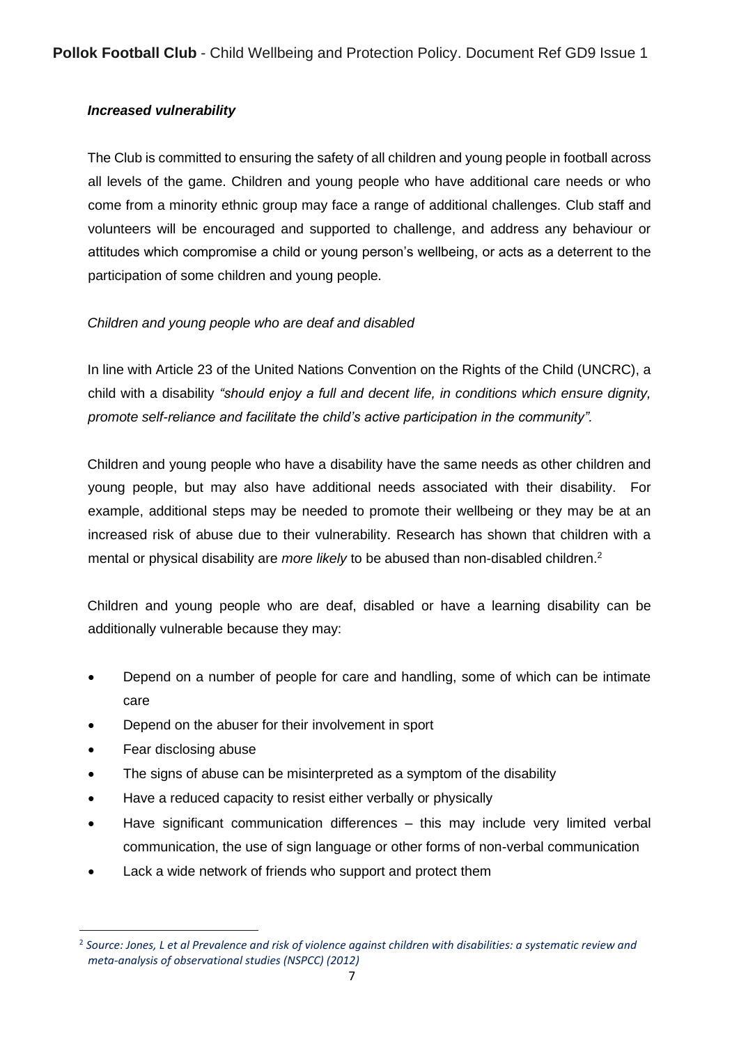***Increased vulnerability***

The Club is committed to ensuring the safety of all children and young people in football across all levels of the game. Children and young people who have additional care needs or who come from a minority ethnic group may face a range of additional challenges. Club staff and volunteers will be encouraged and supported to challenge, and address any behaviour or attitudes which compromise a child or young person's wellbeing, or acts as a deterrent to the participation of some children and young people.

*Children and young people who are deaf and disabled*

In line with Article 23 of the United Nations Convention on the Rights of the Child (UNCRC), a child with a disability *"should enjoy a full and decent life, in conditions which ensure dignity, promote self-reliance and facilitate the child's active participation in the community".*

Children and young people who have a disability have the same needs as other children and young people, but may also have additional needs associated with their disability. For example, additional steps may be needed to promote their wellbeing or they may be at an increased risk of abuse due to their vulnerability. Research has shown that children with a mental or physical disability are *more likely* to be abused than non-disabled children.[2]

Children and young people who are deaf, disabled or have a learning disability can be additionally vulnerable because they may:

- Depend on a number of people for care and handling, some of which can be intimate care
- Depend on the abuser for their involvement in sport
- Fear disclosing abuse
- The signs of abuse can be misinterpreted as a symptom of the disability
- Have a reduced capacity to resist either verbally or physically
- Have significant communication differences – this may include very limited verbal communication, the use of sign language or other forms of non-verbal communication
- Lack a wide network of friends who support and protect them

[2] *Source: Jones, L et al Prevalence and risk of violence against children with disabilities: a systematic review and meta-analysis of observational studies (NSPCC) (2012)*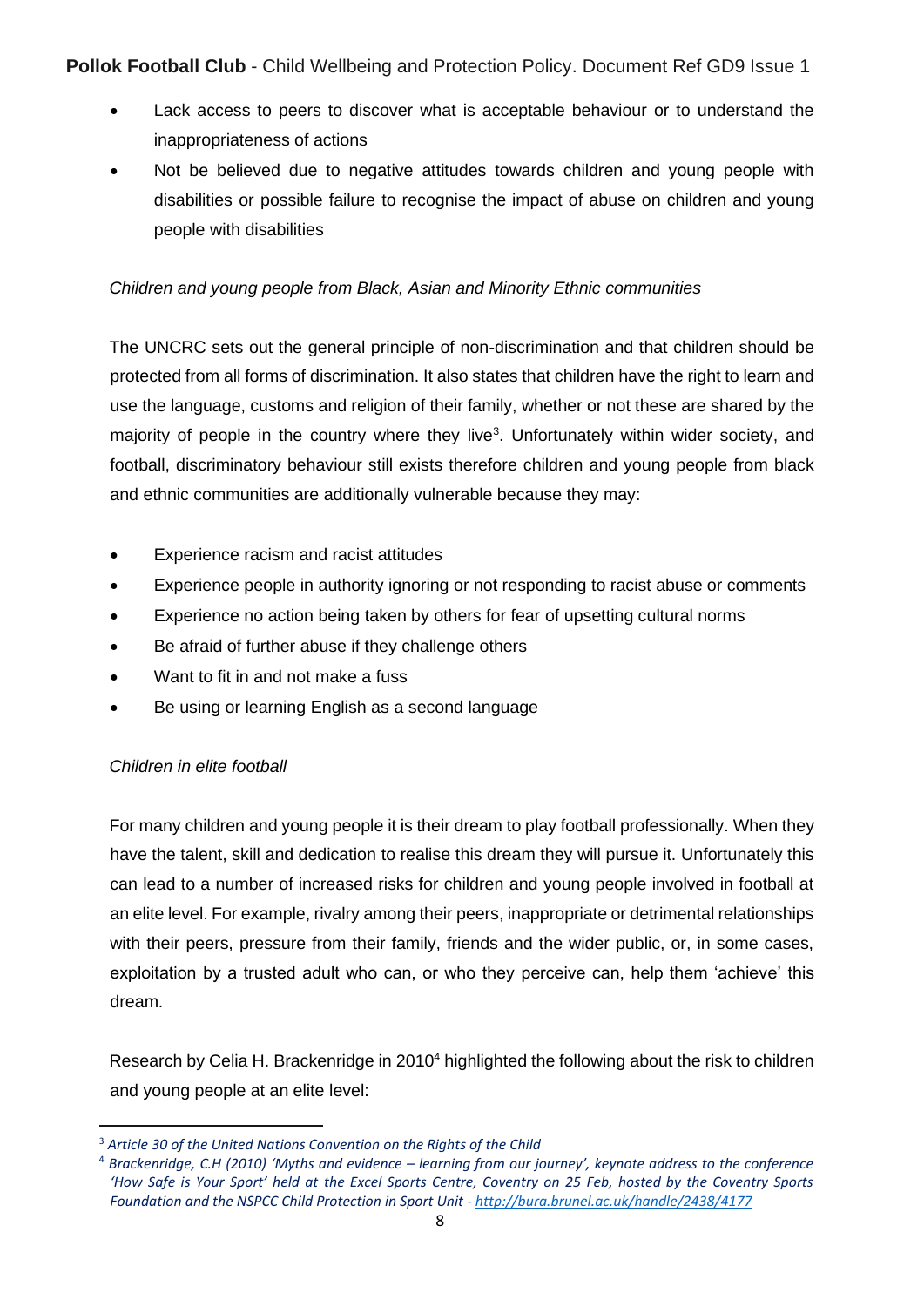- Lack access to peers to discover what is acceptable behaviour or to understand the inappropriateness of actions
- Not be believed due to negative attitudes towards children and young people with disabilities or possible failure to recognise the impact of abuse on children and young people with disabilities

*Children and young people from Black, Asian and Minority Ethnic communities*

The UNCRC sets out the general principle of non-discrimination and that children should be protected from all forms of discrimination. It also states that children have the right to learn and use the language, customs and religion of their family, whether or not these are shared by the majority of people in the country where they live[3]. Unfortunately within wider society, and football, discriminatory behaviour still exists therefore children and young people from black and ethnic communities are additionally vulnerable because they may:

- Experience racism and racist attitudes
- Experience people in authority ignoring or not responding to racist abuse or comments
- Experience no action being taken by others for fear of upsetting cultural norms
- Be afraid of further abuse if they challenge others
- Want to fit in and not make a fuss
- Be using or learning English as a second language

*Children in elite football*

For many children and young people it is their dream to play football professionally. When they have the talent, skill and dedication to realise this dream they will pursue it. Unfortunately this can lead to a number of increased risks for children and young people involved in football at an elite level. For example, rivalry among their peers, inappropriate or detrimental relationships with their peers, pressure from their family, friends and the wider public, or, in some cases, exploitation by a trusted adult who can, or who they perceive can, help them 'achieve' this dream.

Research by Celia H. Brackenridge in 2010[4] highlighted the following about the risk to children and young people at an elite level:

---

[3] *Article 30 of the United Nations Convention on the Rights of the Child*

[4] *Brackenridge, C.H (2010) 'Myths and evidence – learning from our journey', keynote address to the conference 'How Safe is Your Sport' held at the Excel Sports Centre, Coventry on 25 Feb, hosted by the Coventry Sports Foundation and the NSPCC Child Protection in Sport Unit - http://bura.brunel.ac.uk/handle/2438/4177*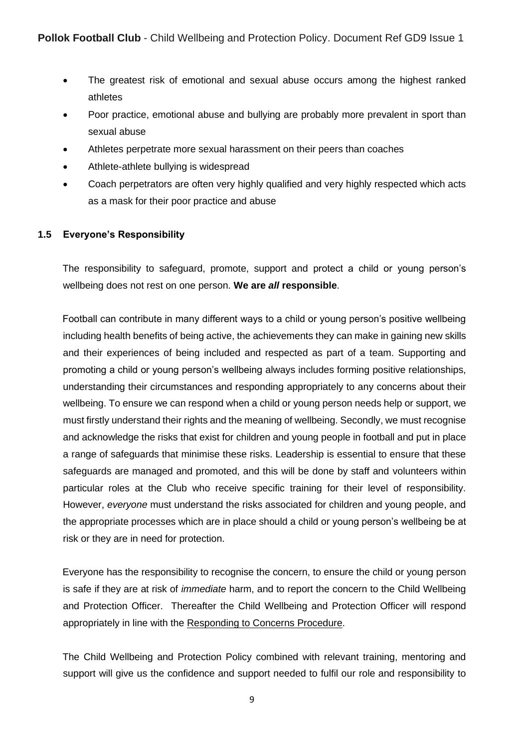- The greatest risk of emotional and sexual abuse occurs among the highest ranked athletes
- Poor practice, emotional abuse and bullying are probably more prevalent in sport than sexual abuse
- Athletes perpetrate more sexual harassment on their peers than coaches
- Athlete-athlete bullying is widespread
- Coach perpetrators are often very highly qualified and very highly respected which acts as a mask for their poor practice and abuse

### 1.5 Everyone's Responsibility

The responsibility to safeguard, promote, support and protect a child or young person's wellbeing does not rest on one person. **We are *all* responsible**.

Football can contribute in many different ways to a child or young person's positive wellbeing including health benefits of being active, the achievements they can make in gaining new skills and their experiences of being included and respected as part of a team. Supporting and promoting a child or young person's wellbeing always includes forming positive relationships, understanding their circumstances and responding appropriately to any concerns about their wellbeing. To ensure we can respond when a child or young person needs help or support, we must firstly understand their rights and the meaning of wellbeing. Secondly, we must recognise and acknowledge the risks that exist for children and young people in football and put in place a range of safeguards that minimise these risks. Leadership is essential to ensure that these safeguards are managed and promoted, and this will be done by staff and volunteers within particular roles at the Club who receive specific training for their level of responsibility. However, *everyone* must understand the risks associated for children and young people, and the appropriate processes which are in place should a child or young person's wellbeing be at risk or they are in need for protection.

Everyone has the responsibility to recognise the concern, to ensure the child or young person is safe if they are at risk of *immediate* harm, and to report the concern to the Child Wellbeing and Protection Officer. Thereafter the Child Wellbeing and Protection Officer will respond appropriately in line with the Responding to Concerns Procedure.

The Child Wellbeing and Protection Policy combined with relevant training, mentoring and support will give us the confidence and support needed to fulfil our role and responsibility to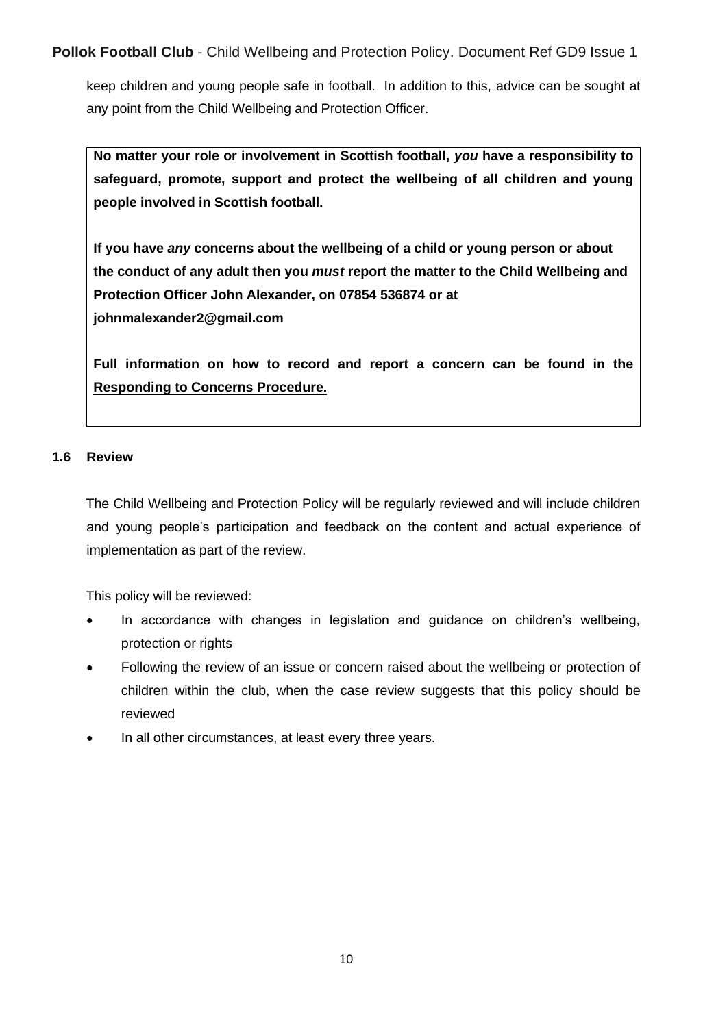keep children and young people safe in football. In addition to this, advice can be sought at any point from the Child Wellbeing and Protection Officer.

**No matter your role or involvement in Scottish football, *you* have a responsibility to safeguard, promote, support and protect the wellbeing of all children and young people involved in Scottish football.**

**If you have *any* concerns about the wellbeing of a child or young person or about the conduct of any adult then you *must* report the matter to the Child Wellbeing and Protection Officer John Alexander, on 07854 536874 or at johnmalexander2@gmail.com**

**Full information on how to record and report a concern can be found in the Responding to Concerns Procedure.**

### 1.6 Review

The Child Wellbeing and Protection Policy will be regularly reviewed and will include children and young people's participation and feedback on the content and actual experience of implementation as part of the review.

This policy will be reviewed:

- In accordance with changes in legislation and guidance on children's wellbeing, protection or rights
- Following the review of an issue or concern raised about the wellbeing or protection of children within the club, when the case review suggests that this policy should be reviewed
- In all other circumstances, at least every three years.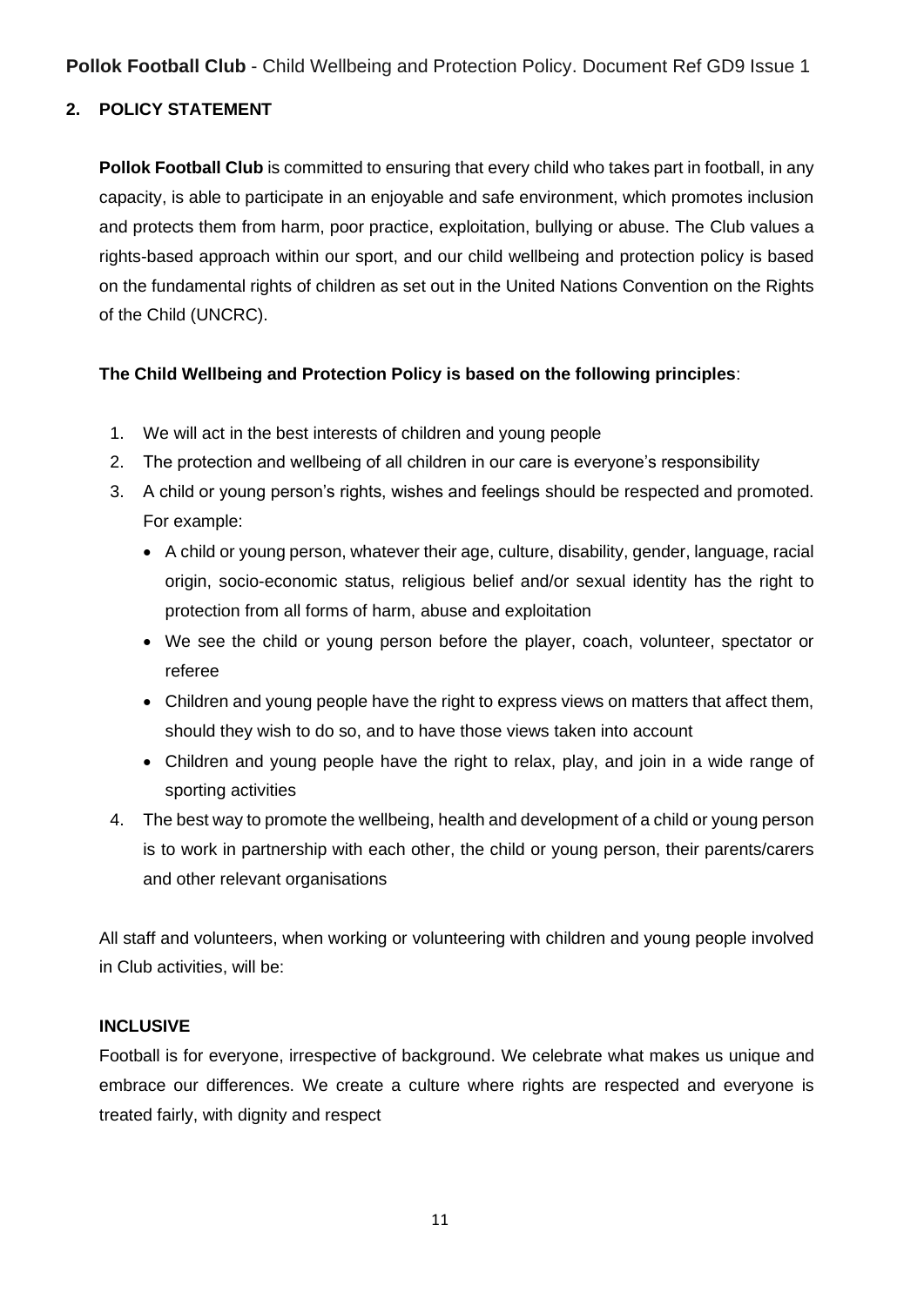## 2. POLICY STATEMENT

**Pollok Football Club** is committed to ensuring that every child who takes part in football, in any capacity, is able to participate in an enjoyable and safe environment, which promotes inclusion and protects them from harm, poor practice, exploitation, bullying or abuse. The Club values a rights-based approach within our sport, and our child wellbeing and protection policy is based on the fundamental rights of children as set out in the United Nations Convention on the Rights of the Child (UNCRC).

**The Child Wellbeing and Protection Policy is based on the following principles**:

1. We will act in the best interests of children and young people
2. The protection and wellbeing of all children in our care is everyone's responsibility
3. A child or young person's rights, wishes and feelings should be respected and promoted. For example:
   - A child or young person, whatever their age, culture, disability, gender, language, racial origin, socio-economic status, religious belief and/or sexual identity has the right to protection from all forms of harm, abuse and exploitation
   - We see the child or young person before the player, coach, volunteer, spectator or referee
   - Children and young people have the right to express views on matters that affect them, should they wish to do so, and to have those views taken into account
   - Children and young people have the right to relax, play, and join in a wide range of sporting activities
4. The best way to promote the wellbeing, health and development of a child or young person is to work in partnership with each other, the child or young person, their parents/carers and other relevant organisations

All staff and volunteers, when working or volunteering with children and young people involved in Club activities, will be:

**INCLUSIVE**

Football is for everyone, irrespective of background. We celebrate what makes us unique and embrace our differences. We create a culture where rights are respected and everyone is treated fairly, with dignity and respect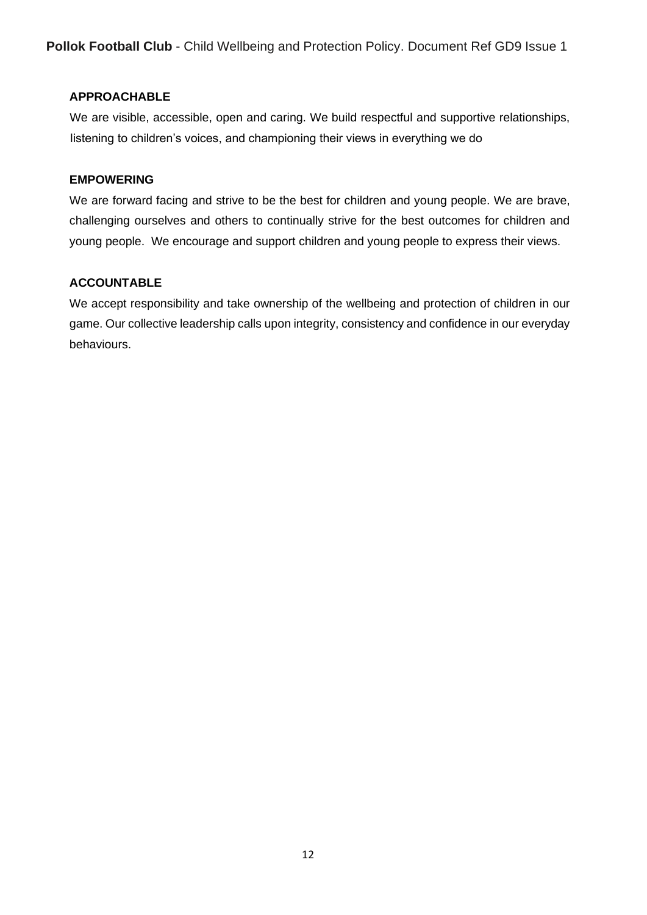**APPROACHABLE**

We are visible, accessible, open and caring. We build respectful and supportive relationships, listening to children's voices, and championing their views in everything we do

**EMPOWERING**

We are forward facing and strive to be the best for children and young people. We are brave, challenging ourselves and others to continually strive for the best outcomes for children and young people. We encourage and support children and young people to express their views.

**ACCOUNTABLE**

We accept responsibility and take ownership of the wellbeing and protection of children in our game. Our collective leadership calls upon integrity, consistency and confidence in our everyday behaviours.